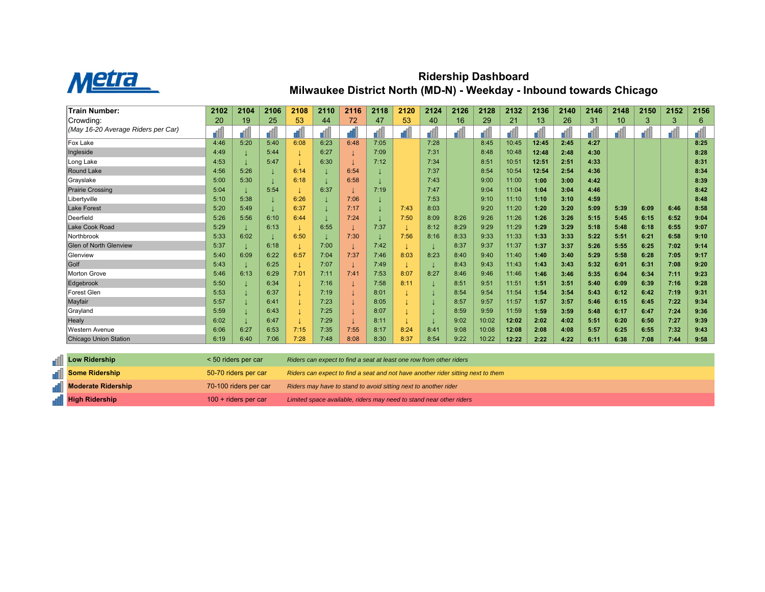# Metra

## Ridership Dashboard
## Milwaukee District North (MD-N) - Weekday - Inbound towards Chicago

| Train Number: | 2102 | 2104 | 2106 | 2108 | 2110 | 2116 | 2118 | 2120 | 2124 | 2126 | 2128 | 2132 | 2136 | 2140 | 2146 | 2148 | 2150 | 2152 | 2156 |
|---|---|---|---|---|---|---|---|---|---|---|---|---|---|---|---|---|---|---|---|
| Crowding: | 20 | 19 | 25 | 53 | 44 | 72 | 47 | 53 | 40 | 16 | 29 | 21 | 13 | 26 | 31 | 10 | 3 | 3 | 6 |
| *(May 16-20 Average Riders per Car)* | | | | | | | | | | | | | | | | | | | |
| Fox Lake | 4:46 | 5:20 | 5:40 | 6:08 | 6:23 | 6:48 | 7:05 | | 7:28 | | 8:45 | 10:45 | **12:45** | **2:45** | **4:27** | | | | **8:25** |
| Ingleside | 4:49 | ↓ | 5:44 | ↓ | 6:27 | ↓ | 7:09 | | 7:31 | | 8:48 | 10:48 | **12:48** | **2:48** | **4:30** | | | | **8:28** |
| Long Lake | 4:53 | ↓ | 5:47 | ↓ | 6:30 | ↓ | 7:12 | | 7:34 | | 8:51 | 10:51 | **12:51** | **2:51** | **4:33** | | | | **8:31** |
| Round Lake | 4:56 | 5:26 | ↓ | 6:14 | ↓ | 6:54 | ↓ | | 7:37 | | 8:54 | 10:54 | **12:54** | **2:54** | **4:36** | | | | **8:34** |
| Grayslake | 5:00 | 5:30 | ↓ | 6:18 | ↓ | 6:58 | ↓ | | 7:43 | | 9:00 | 11:00 | **1:00** | **3:00** | **4:42** | | | | **8:39** |
| Prairie Crossing | 5:04 | ↓ | 5:54 | ↓ | 6:37 | ↓ | 7:19 | | 7:47 | | 9:04 | 11:04 | **1:04** | **3:04** | **4:46** | | | | **8:42** |
| Libertyville | 5:10 | 5:38 | ↓ | 6:26 | ↓ | 7:06 | ↓ | | 7:53 | | 9:10 | 11:10 | **1:10** | **3:10** | **4:59** | | | | **8:48** |
| Lake Forest | 5:20 | 5:49 | ↓ | 6:37 | ↓ | 7:17 | ↓ | 7:43 | 8:03 | | 9:20 | 11:20 | **1:20** | **3:20** | **5:09** | **5:39** | **6:09** | **6:46** | **8:58** |
| Deerfield | 5:26 | 5:56 | 6:10 | 6:44 | ↓ | 7:24 | ↓ | 7:50 | 8:09 | 8:26 | 9:26 | 11:26 | **1:26** | **3:26** | **5:15** | **5:45** | **6:15** | **6:52** | **9:04** |
| Lake Cook Road | 5:29 | ↓ | 6:13 | ↓ | 6:55 | ↓ | 7:37 | ↓ | 8:12 | 8:29 | 9:29 | 11:29 | **1:29** | **3:29** | **5:18** | **5:48** | **6:18** | **6:55** | **9:07** |
| Northbrook | 5:33 | 6:02 | ↓ | 6:50 | ↓ | 7:30 | ↓ | 7:56 | 8:16 | 8:33 | 9:33 | 11:33 | **1:33** | **3:33** | **5:22** | **5:51** | **6:21** | **6:58** | **9:10** |
| Glen of North Glenview | 5:37 | ↓ | 6:18 | ↓ | 7:00 | ↓ | 7:42 | ↓ | ↓ | 8:37 | 9:37 | 11:37 | **1:37** | **3:37** | **5:26** | **5:55** | **6:25** | **7:02** | **9:14** |
| Glenview | 5:40 | 6:09 | 6:22 | 6:57 | 7:04 | 7:37 | 7:46 | 8:03 | 8:23 | 8:40 | 9:40 | 11:40 | **1:40** | **3:40** | **5:29** | **5:58** | **6:28** | **7:05** | **9:17** |
| Golf | 5:43 | ↓ | 6:25 | ↓ | 7:07 | ↓ | 7:49 | ↓ | ↓ | 8:43 | 9:43 | 11:43 | **1:43** | **3:43** | **5:32** | **6:01** | **6:31** | **7:08** | **9:20** |
| Morton Grove | 5:46 | 6:13 | 6:29 | 7:01 | 7:11 | 7:41 | 7:53 | 8:07 | 8:27 | 8:46 | 9:46 | 11:46 | **1:46** | **3:46** | **5:35** | **6:04** | **6:34** | **7:11** | **9:23** |
| Edgebrook | 5:50 | ↓ | 6:34 | ↓ | 7:16 | ↓ | 7:58 | 8:11 | ↓ | 8:51 | 9:51 | 11:51 | **1:51** | **3:51** | **5:40** | **6:09** | **6:39** | **7:16** | **9:28** |
| Forest Glen | 5:53 | ↓ | 6:37 | ↓ | 7:19 | ↓ | 8:01 | ↓ | ↓ | 8:54 | 9:54 | 11:54 | **1:54** | **3:54** | **5:43** | **6:12** | **6:42** | **7:19** | **9:31** |
| Mayfair | 5:57 | ↓ | 6:41 | ↓ | 7:23 | ↓ | 8:05 | ↓ | ↓ | 8:57 | 9:57 | 11:57 | **1:57** | **3:57** | **5:46** | **6:15** | **6:45** | **7:22** | **9:34** |
| Grayland | 5:59 | ↓ | 6:43 | ↓ | 7:25 | ↓ | 8:07 | ↓ | ↓ | 8:59 | 9:59 | 11:59 | **1:59** | **3:59** | **5:48** | **6:17** | **6:47** | **7:24** | **9:36** |
| Healy | 6:02 | ↓ | 6:47 | ↓ | 7:29 | ↓ | 8:11 | ↓ | ↓ | 9:02 | 10:02 | **12:02** | **2:02** | **4:02** | **5:51** | **6:20** | **6:50** | **7:27** | **9:39** |
| Western Avenue | 6:06 | 6:27 | 6:53 | 7:15 | 7:35 | 7:55 | 8:17 | 8:24 | 8:41 | 9:08 | 10:08 | **12:08** | **2:08** | **4:08** | **5:57** | **6:25** | **6:55** | **7:32** | **9:43** |
| Chicago Union Station | 6:19 | 6:40 | 7:06 | 7:28 | 7:48 | 8:08 | 8:30 | 8:37 | 8:54 | 9:22 | 10:22 | **12:22** | **2:22** | **4:22** | **6:11** | **6:38** | **7:08** | **7:44** | **9:58** |

| Level | Riders | Description |
|---|---|---|
| **Low Ridership** | < 50 riders per car | *Riders can expect to find a seat at least one row from other riders* |
| **Some Ridership** | 50-70 riders per car | *Riders can expect to find a seat and not have another rider sitting next to them* |
| **Moderate Ridership** | 70-100 riders per car | *Riders may have to stand to avoid sitting next to another rider* |
| **High Ridership** | 100 + riders per car | *Limited space available, riders may need to stand near other riders* |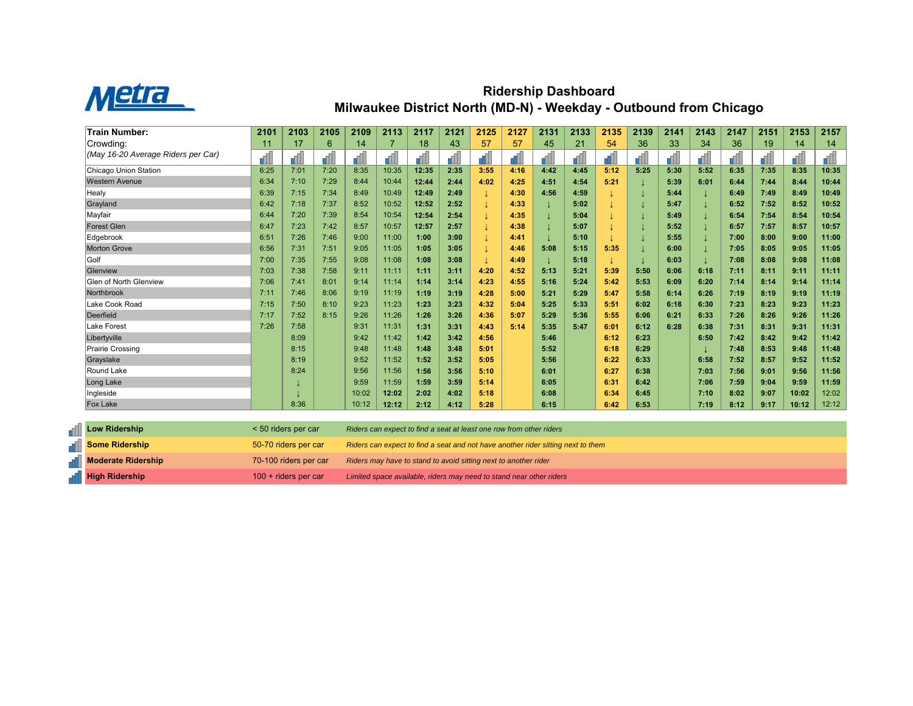# Ridership Dashboard

## Milwaukee District North (MD-N) - Weekday - Outbound from Chicago

| Train Number: Crowding: (May 16-20 Average Riders per Car) | 2101 | 2103 | 2105 | 2109 | 2113 | 2117 | 2121 | 2125 | 2127 | 2131 | 2133 | 2135 | 2139 | 2141 | 2143 | 2147 | 2151 | 2153 | 2157 |
|---|---|---|---|---|---|---|---|---|---|---|---|---|---|---|---|---|---|---|---|
| Crowding | 11 | 17 | 6 | 14 | 7 | 18 | 43 | 57 | 57 | 45 | 21 | 54 | 36 | 33 | 34 | 36 | 19 | 14 | 14 |
| Chicago Union Station | 6:25 | 7:01 | 7:20 | 8:35 | 10:35 | 12:35 | 2:35 | 3:55 | 4:16 | 4:42 | 4:45 | 5:12 | 5:25 | 5:30 | 5:52 | 6:35 | 7:35 | 8:35 | 10:35 |
| Western Avenue | 6:34 | 7:10 | 7:29 | 8:44 | 10:44 | 12:44 | 2:44 | 4:02 | 4:25 | 4:51 | 4:54 | 5:21 | ↓ | 5:39 | 6:01 | 6:44 | 7:44 | 8:44 | 10:44 |
| Healy | 6:39 | 7:15 | 7:34 | 8:49 | 10:49 | 12:49 | 2:49 | ↓ | 4:30 | 4:56 | 4:59 | ↓ | ↓ | 5:44 | ↓ | 6:49 | 7:49 | 8:49 | 10:49 |
| Grayland | 6:42 | 7:18 | 7:37 | 8:52 | 10:52 | 12:52 | 2:52 | ↓ | 4:33 | ↓ | 5:02 | ↓ | ↓ | 5:47 | ↓ | 6:52 | 7:52 | 8:52 | 10:52 |
| Mayfair | 6:44 | 7:20 | 7:39 | 8:54 | 10:54 | 12:54 | 2:54 | ↓ | 4:35 | ↓ | 5:04 | ↓ | ↓ | 5:49 | ↓ | 6:54 | 7:54 | 8:54 | 10:54 |
| Forest Glen | 6:47 | 7:23 | 7:42 | 8:57 | 10:57 | 12:57 | 2:57 | ↓ | 4:38 | ↓ | 5:07 | ↓ | ↓ | 5:52 | ↓ | 6:57 | 7:57 | 8:57 | 10:57 |
| Edgebrook | 6:51 | 7:26 | 7:46 | 9:00 | 11:00 | 1:00 | 3:00 | ↓ | 4:41 | ↓ | 5:10 | ↓ | ↓ | 5:55 | ↓ | 7:00 | 8:00 | 9:00 | 11:00 |
| Morton Grove | 6:56 | 7:31 | 7:51 | 9:05 | 11:05 | 1:05 | 3:05 | ↓ | 4:46 | 5:08 | 5:15 | 5:35 | ↓ | 6:00 | ↓ | 7:05 | 8:05 | 9:05 | 11:05 |
| Golf | 7:00 | 7:35 | 7:55 | 9:08 | 11:08 | 1:08 | 3:08 | ↓ | 4:49 | ↓ | 5:18 | ↓ | ↓ | 6:03 | ↓ | 7:08 | 8:08 | 9:08 | 11:08 |
| Glenview | 7:03 | 7:38 | 7:58 | 9:11 | 11:11 | 1:11 | 3:11 | 4:20 | 4:52 | 5:13 | 5:21 | 5:39 | 5:50 | 6:06 | 6:18 | 7:11 | 8:11 | 9:11 | 11:11 |
| Glen of North Glenview | 7:06 | 7:41 | 8:01 | 9:14 | 11:14 | 1:14 | 3:14 | 4:23 | 4:55 | 5:16 | 5:24 | 5:42 | 5:53 | 6:09 | 6:20 | 7:14 | 8:14 | 9:14 | 11:14 |
| Northbrook | 7:11 | 7:46 | 8:06 | 9:19 | 11:19 | 1:19 | 3:19 | 4:28 | 5:00 | 5:21 | 5:29 | 5:47 | 5:58 | 6:14 | 6:26 | 7:19 | 8:19 | 9:19 | 11:19 |
| Lake Cook Road | 7:15 | 7:50 | 8:10 | 9:23 | 11:23 | 1:23 | 3:23 | 4:32 | 5:04 | 5:25 | 5:33 | 5:51 | 6:02 | 6:18 | 6:30 | 7:23 | 8:23 | 9:23 | 11:23 |
| Deerfield | 7:17 | 7:52 | 8:15 | 9:26 | 11:26 | 1:26 | 3:26 | 4:36 | 5:07 | 5:29 | 5:36 | 5:55 | 6:06 | 6:21 | 6:33 | 7:26 | 8:26 | 9:26 | 11:26 |
| Lake Forest | 7:26 | 7:58 | | 9:31 | 11:31 | 1:31 | 3:31 | 4:43 | 5:14 | 5:35 | 5:47 | 6:01 | 6:12 | 6:28 | 6:38 | 7:31 | 8:31 | 9:31 | 11:31 |
| Libertyville | | 8:09 | | 9:42 | 11:42 | 1:42 | 3:42 | 4:56 | | 5:46 | | 6:12 | 6:23 | | 6:50 | 7:42 | 8:42 | 9:42 | 11:42 |
| Prairie Crossing | | 8:15 | | 9:48 | 11:48 | 1:48 | 3:48 | 5:01 | | 5:52 | | 6:18 | 6:29 | | ↓ | 7:48 | 8:53 | 9:48 | 11:48 |
| Grayslake | | 8:19 | | 9:52 | 11:52 | 1:52 | 3:52 | 5:05 | | 5:56 | | 6:22 | 6:33 | | 6:58 | 7:52 | 8:57 | 9:52 | 11:52 |
| Round Lake | | 8:24 | | 9:56 | 11:56 | 1:56 | 3:56 | 5:10 | | 6:01 | | 6:27 | 6:38 | | 7:03 | 7:56 | 9:01 | 9:56 | 11:56 |
| Long Lake | | ↓ | | 9:59 | 11:59 | 1:59 | 3:59 | 5:14 | | 6:05 | | 6:31 | 6:42 | | 7:06 | 7:59 | 9:04 | 9:59 | 11:59 |
| Ingleside | | ↓ | | 10:02 | 12:02 | 2:02 | 4:02 | 5:18 | | 6:08 | | 6:34 | 6:45 | | 7:10 | 8:02 | 9:07 | 10:02 | 12:02 |
| Fox Lake | | 8:36 | | 10:12 | 12:12 | 2:12 | 4:12 | 5:28 | | 6:15 | | 6:42 | 6:53 | | 7:19 | 8:12 | 9:17 | 10:12 | 12:12 |

| | | |
|---|---|---|
| **Low Ridership** | < 50 riders per car | *Riders can expect to find a seat at least one row from other riders* |
| **Some Ridership** | 50-70 riders per car | *Riders can expect to find a seat and not have another rider sitting next to them* |
| **Moderate Ridership** | 70-100 riders per car | *Riders may have to stand to avoid sitting next to another rider* |
| **High Ridership** | 100 + riders per car | *Limited space available, riders may need to stand near other riders* |